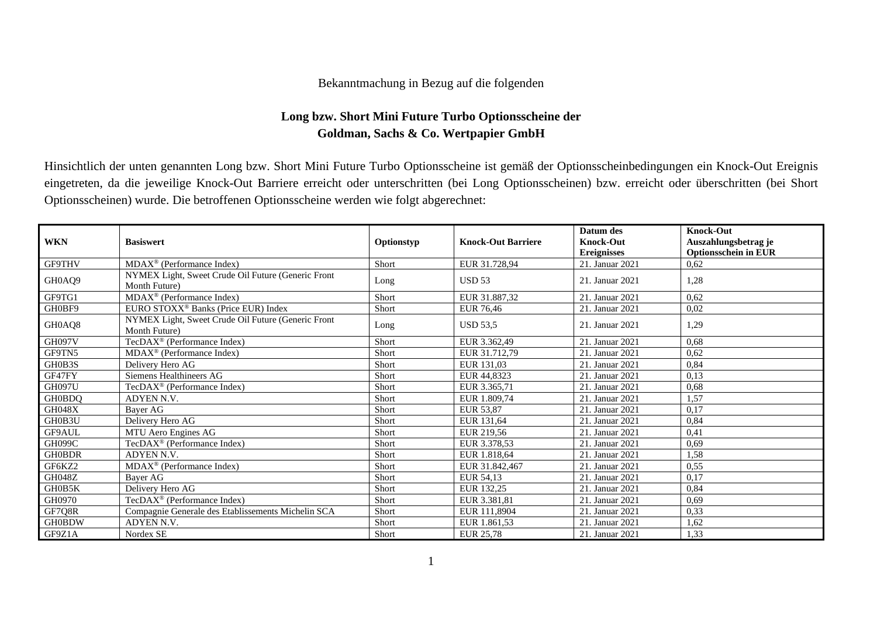Bekanntmachung in Bezug auf die folgenden

## Long bzw. Short Mini Future Turbo Optionsscheine der Goldman, Sachs & Co. Wertpapier GmbH

Hinsichtlich der unten genannten Long bzw. Short Mini Future Turbo Optionsscheine ist gemäß der Optionsscheinbedingungen ein Knock-Out Ereignis eingetreten, da die jeweilige Knock-Out Barriere erreicht oder unterschritten (bei Long Optionsscheinen) bzw. erreicht oder überschritten (bei Short Optionsscheinen) wurde. Die betroffenen Optionsscheine werden wie folgt abgerechnet:

| WKN | Basiswert | Optionstyp | Knock-Out Barriere | Datum des Knock-Out Ereignisses | Knock-Out Auszahlungsbetrag je Optionsschein in EUR |
|---|---|---|---|---|---|
| GF9THV | MDAX® (Performance Index) | Short | EUR 31.728,94 | 21. Januar 2021 | 0,62 |
| GH0AQ9 | NYMEX Light, Sweet Crude Oil Future (Generic Front Month Future) | Long | USD 53 | 21. Januar 2021 | 1,28 |
| GF9TG1 | MDAX® (Performance Index) | Short | EUR 31.887,32 | 21. Januar 2021 | 0,62 |
| GH0BF9 | EURO STOXX® Banks (Price EUR) Index | Short | EUR 76,46 | 21. Januar 2021 | 0,02 |
| GH0AQ8 | NYMEX Light, Sweet Crude Oil Future (Generic Front Month Future) | Long | USD 53,5 | 21. Januar 2021 | 1,29 |
| GH097V | TecDAX® (Performance Index) | Short | EUR 3.362,49 | 21. Januar 2021 | 0,68 |
| GF9TN5 | MDAX® (Performance Index) | Short | EUR 31.712,79 | 21. Januar 2021 | 0,62 |
| GH0B3S | Delivery Hero AG | Short | EUR 131,03 | 21. Januar 2021 | 0,84 |
| GF47FY | Siemens Healthineers AG | Short | EUR 44,8323 | 21. Januar 2021 | 0,13 |
| GH097U | TecDAX® (Performance Index) | Short | EUR 3.365,71 | 21. Januar 2021 | 0,68 |
| GH0BDQ | ADYEN N.V. | Short | EUR 1.809,74 | 21. Januar 2021 | 1,57 |
| GH048X | Bayer AG | Short | EUR 53,87 | 21. Januar 2021 | 0,17 |
| GH0B3U | Delivery Hero AG | Short | EUR 131,64 | 21. Januar 2021 | 0,84 |
| GF9AUL | MTU Aero Engines AG | Short | EUR 219,56 | 21. Januar 2021 | 0,41 |
| GH099C | TecDAX® (Performance Index) | Short | EUR 3.378,53 | 21. Januar 2021 | 0,69 |
| GH0BDR | ADYEN N.V. | Short | EUR 1.818,64 | 21. Januar 2021 | 1,58 |
| GF6KZ2 | MDAX® (Performance Index) | Short | EUR 31.842,467 | 21. Januar 2021 | 0,55 |
| GH048Z | Bayer AG | Short | EUR 54,13 | 21. Januar 2021 | 0,17 |
| GH0B5K | Delivery Hero AG | Short | EUR 132,25 | 21. Januar 2021 | 0,84 |
| GH0970 | TecDAX® (Performance Index) | Short | EUR 3.381,81 | 21. Januar 2021 | 0,69 |
| GF7Q8R | Compagnie Generale des Etablissements Michelin SCA | Short | EUR 111,8904 | 21. Januar 2021 | 0,33 |
| GH0BDW | ADYEN N.V. | Short | EUR 1.861,53 | 21. Januar 2021 | 1,62 |
| GF9Z1A | Nordex SE | Short | EUR 25,78 | 21. Januar 2021 | 1,33 |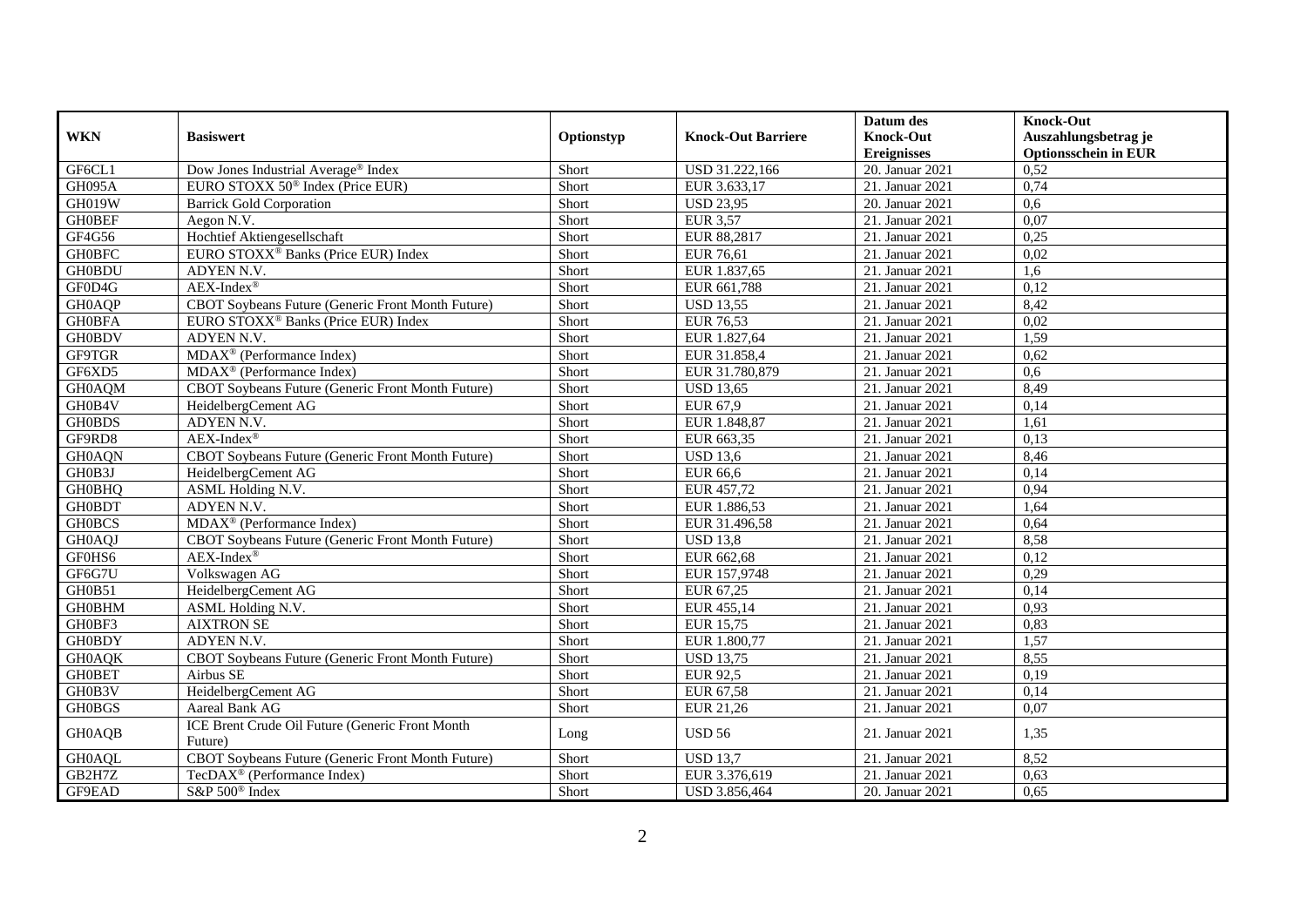| WKN | Basiswert | Optionstyp | Knock-Out Barriere | Datum des Knock-Out Ereignisses | Knock-Out Auszahlungsbetrag je Optionsschein in EUR |
|---|---|---|---|---|---|
| GF6CL1 | Dow Jones Industrial Average® Index | Short | USD 31.222,166 | 20. Januar 2021 | 0,52 |
| GH095A | EURO STOXX 50® Index (Price EUR) | Short | EUR 3.633,17 | 21. Januar 2021 | 0,74 |
| GH019W | Barrick Gold Corporation | Short | USD 23,95 | 20. Januar 2021 | 0,6 |
| GH0BEF | Aegon N.V. | Short | EUR 3,57 | 21. Januar 2021 | 0,07 |
| GF4G56 | Hochtief Aktiengesellschaft | Short | EUR 88,2817 | 21. Januar 2021 | 0,25 |
| GH0BFC | EURO STOXX® Banks (Price EUR) Index | Short | EUR 76,61 | 21. Januar 2021 | 0,02 |
| GH0BDU | ADYEN N.V. | Short | EUR 1.837,65 | 21. Januar 2021 | 1,6 |
| GF0D4G | AEX-Index® | Short | EUR 661,788 | 21. Januar 2021 | 0,12 |
| GH0AQP | CBOT Soybeans Future (Generic Front Month Future) | Short | USD 13,55 | 21. Januar 2021 | 8,42 |
| GH0BFA | EURO STOXX® Banks (Price EUR) Index | Short | EUR 76,53 | 21. Januar 2021 | 0,02 |
| GH0BDV | ADYEN N.V. | Short | EUR 1.827,64 | 21. Januar 2021 | 1,59 |
| GF9TGR | MDAX® (Performance Index) | Short | EUR 31.858,4 | 21. Januar 2021 | 0,62 |
| GF6XD5 | MDAX® (Performance Index) | Short | EUR 31.780,879 | 21. Januar 2021 | 0,6 |
| GH0AQM | CBOT Soybeans Future (Generic Front Month Future) | Short | USD 13,65 | 21. Januar 2021 | 8,49 |
| GH0B4V | HeidelbergCement AG | Short | EUR 67,9 | 21. Januar 2021 | 0,14 |
| GH0BDS | ADYEN N.V. | Short | EUR 1.848,87 | 21. Januar 2021 | 1,61 |
| GF9RD8 | AEX-Index® | Short | EUR 663,35 | 21. Januar 2021 | 0,13 |
| GH0AQN | CBOT Soybeans Future (Generic Front Month Future) | Short | USD 13,6 | 21. Januar 2021 | 8,46 |
| GH0B3J | HeidelbergCement AG | Short | EUR 66,6 | 21. Januar 2021 | 0,14 |
| GH0BHQ | ASML Holding N.V. | Short | EUR 457,72 | 21. Januar 2021 | 0,94 |
| GH0BDT | ADYEN N.V. | Short | EUR 1.886,53 | 21. Januar 2021 | 1,64 |
| GH0BCS | MDAX® (Performance Index) | Short | EUR 31.496,58 | 21. Januar 2021 | 0,64 |
| GH0AQJ | CBOT Soybeans Future (Generic Front Month Future) | Short | USD 13,8 | 21. Januar 2021 | 8,58 |
| GF0HS6 | AEX-Index® | Short | EUR 662,68 | 21. Januar 2021 | 0,12 |
| GF6G7U | Volkswagen AG | Short | EUR 157,9748 | 21. Januar 2021 | 0,29 |
| GH0B51 | HeidelbergCement AG | Short | EUR 67,25 | 21. Januar 2021 | 0,14 |
| GH0BHM | ASML Holding N.V. | Short | EUR 455,14 | 21. Januar 2021 | 0,93 |
| GH0BF3 | AIXTRON SE | Short | EUR 15,75 | 21. Januar 2021 | 0,83 |
| GH0BDY | ADYEN N.V. | Short | EUR 1.800,77 | 21. Januar 2021 | 1,57 |
| GH0AQK | CBOT Soybeans Future (Generic Front Month Future) | Short | USD 13,75 | 21. Januar 2021 | 8,55 |
| GH0BET | Airbus SE | Short | EUR 92,5 | 21. Januar 2021 | 0,19 |
| GH0B3V | HeidelbergCement AG | Short | EUR 67,58 | 21. Januar 2021 | 0,14 |
| GH0BGS | Aareal Bank AG | Short | EUR 21,26 | 21. Januar 2021 | 0,07 |
| GH0AQB | ICE Brent Crude Oil Future (Generic Front Month Future) | Long | USD 56 | 21. Januar 2021 | 1,35 |
| GH0AQL | CBOT Soybeans Future (Generic Front Month Future) | Short | USD 13,7 | 21. Januar 2021 | 8,52 |
| GB2H7Z | TecDAX® (Performance Index) | Short | EUR 3.376,619 | 21. Januar 2021 | 0,63 |
| GF9EAD | S&P 500® Index | Short | USD 3.856,464 | 20. Januar 2021 | 0,65 |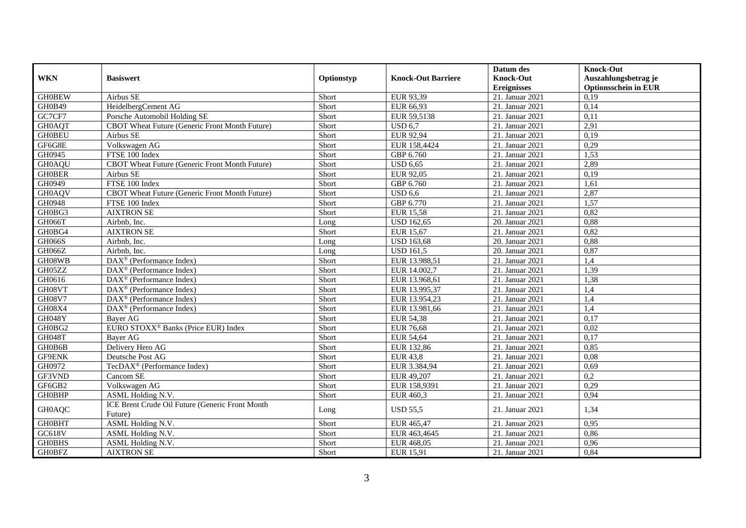| WKN | Basiswert | Optionstyp | Knock-Out Barriere | Datum des Knock-Out Ereignisses | Knock-Out Auszahlungsbetrag je Optionsschein in EUR |
|---|---|---|---|---|---|
| GH0BEW | Airbus SE | Short | EUR 93,39 | 21. Januar 2021 | 0,19 |
| GH0B49 | HeidelbergCement AG | Short | EUR 66,93 | 21. Januar 2021 | 0,14 |
| GC7CF7 | Porsche Automobil Holding SE | Short | EUR 59,5138 | 21. Januar 2021 | 0,11 |
| GH0AQT | CBOT Wheat Future (Generic Front Month Future) | Short | USD 6,7 | 21. Januar 2021 | 2,91 |
| GH0BEU | Airbus SE | Short | EUR 92,94 | 21. Januar 2021 | 0,19 |
| GF6G8E | Volkswagen AG | Short | EUR 158,4424 | 21. Januar 2021 | 0,29 |
| GH0945 | FTSE 100 Index | Short | GBP 6.760 | 21. Januar 2021 | 1,53 |
| GH0AQU | CBOT Wheat Future (Generic Front Month Future) | Short | USD 6,65 | 21. Januar 2021 | 2,89 |
| GH0BER | Airbus SE | Short | EUR 92,05 | 21. Januar 2021 | 0,19 |
| GH0949 | FTSE 100 Index | Short | GBP 6.760 | 21. Januar 2021 | 1,61 |
| GH0AQV | CBOT Wheat Future (Generic Front Month Future) | Short | USD 6,6 | 21. Januar 2021 | 2,87 |
| GH0948 | FTSE 100 Index | Short | GBP 6.770 | 21. Januar 2021 | 1,57 |
| GH0BG3 | AIXTRON SE | Short | EUR 15,58 | 21. Januar 2021 | 0,82 |
| GH066T | Airbnb, Inc. | Long | USD 162,65 | 20. Januar 2021 | 0,88 |
| GH0BG4 | AIXTRON SE | Short | EUR 15,67 | 21. Januar 2021 | 0,82 |
| GH066S | Airbnb, Inc. | Long | USD 163,68 | 20. Januar 2021 | 0,88 |
| GH066Z | Airbnb, Inc. | Long | USD 161,5 | 20. Januar 2021 | 0,87 |
| GH08WB | DAX® (Performance Index) | Short | EUR 13.988,51 | 21. Januar 2021 | 1,4 |
| GH05ZZ | DAX® (Performance Index) | Short | EUR 14.002,7 | 21. Januar 2021 | 1,39 |
| GH0616 | DAX® (Performance Index) | Short | EUR 13.968,61 | 21. Januar 2021 | 1,38 |
| GH08VT | DAX® (Performance Index) | Short | EUR 13.995,37 | 21. Januar 2021 | 1,4 |
| GH08V7 | DAX® (Performance Index) | Short | EUR 13.954,23 | 21. Januar 2021 | 1,4 |
| GH08X4 | DAX® (Performance Index) | Short | EUR 13.981,66 | 21. Januar 2021 | 1,4 |
| GH048Y | Bayer AG | Short | EUR 54,38 | 21. Januar 2021 | 0,17 |
| GH0BG2 | EURO STOXX® Banks (Price EUR) Index | Short | EUR 76,68 | 21. Januar 2021 | 0,02 |
| GH048T | Bayer AG | Short | EUR 54,64 | 21. Januar 2021 | 0,17 |
| GH0B6B | Delivery Hero AG | Short | EUR 132,86 | 21. Januar 2021 | 0,85 |
| GF9ENK | Deutsche Post AG | Short | EUR 43,8 | 21. Januar 2021 | 0,08 |
| GH0972 | TecDAX® (Performance Index) | Short | EUR 3.384,94 | 21. Januar 2021 | 0,69 |
| GF3VND | Cancom SE | Short | EUR 49,207 | 21. Januar 2021 | 0,2 |
| GF6GB2 | Volkswagen AG | Short | EUR 158,9391 | 21. Januar 2021 | 0,29 |
| GH0BHP | ASML Holding N.V. | Short | EUR 460,3 | 21. Januar 2021 | 0,94 |
| GH0AQC | ICE Brent Crude Oil Future (Generic Front Month Future) | Long | USD 55,5 | 21. Januar 2021 | 1,34 |
| GH0BHT | ASML Holding N.V. | Short | EUR 465,47 | 21. Januar 2021 | 0,95 |
| GC618V | ASML Holding N.V. | Short | EUR 463,4645 | 21. Januar 2021 | 0,86 |
| GH0BHS | ASML Holding N.V. | Short | EUR 468,05 | 21. Januar 2021 | 0,96 |
| GH0BFZ | AIXTRON SE | Short | EUR 15,91 | 21. Januar 2021 | 0,84 |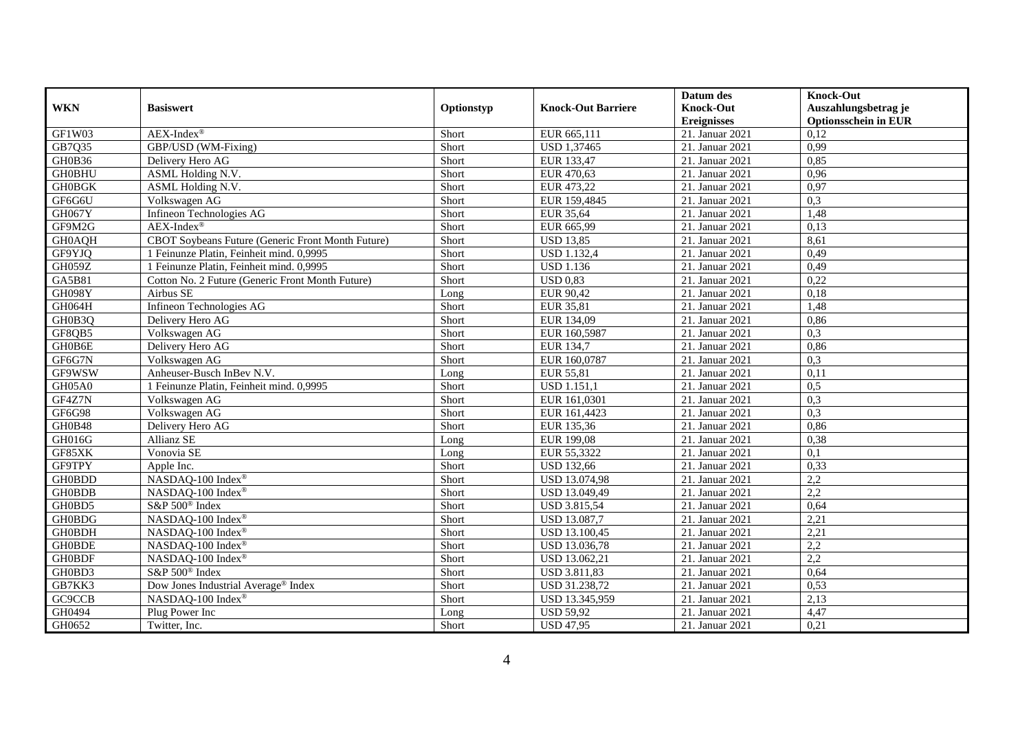| WKN | Basiswert | Optionstyp | Knock-Out Barriere | Datum des Knock-Out Ereignisses | Knock-Out Auszahlungsbetrag je Optionsschein in EUR |
|---|---|---|---|---|---|
| GF1W03 | AEX-Index® | Short | EUR 665,111 | 21. Januar 2021 | 0,12 |
| GB7Q35 | GBP/USD (WM-Fixing) | Short | USD 1,37465 | 21. Januar 2021 | 0,99 |
| GH0B36 | Delivery Hero AG | Short | EUR 133,47 | 21. Januar 2021 | 0,85 |
| GH0BHU | ASML Holding N.V. | Short | EUR 470,63 | 21. Januar 2021 | 0,96 |
| GH0BGK | ASML Holding N.V. | Short | EUR 473,22 | 21. Januar 2021 | 0,97 |
| GF6G6U | Volkswagen AG | Short | EUR 159,4845 | 21. Januar 2021 | 0,3 |
| GH067Y | Infineon Technologies AG | Short | EUR 35,64 | 21. Januar 2021 | 1,48 |
| GF9M2G | AEX-Index® | Short | EUR 665,99 | 21. Januar 2021 | 0,13 |
| GH0AQH | CBOT Soybeans Future (Generic Front Month Future) | Short | USD 13,85 | 21. Januar 2021 | 8,61 |
| GF9YJQ | 1 Feinunze Platin, Feinheit mind. 0,9995 | Short | USD 1.132,4 | 21. Januar 2021 | 0,49 |
| GH059Z | 1 Feinunze Platin, Feinheit mind. 0,9995 | Short | USD 1.136 | 21. Januar 2021 | 0,49 |
| GA5B81 | Cotton No. 2 Future (Generic Front Month Future) | Short | USD 0,83 | 21. Januar 2021 | 0,22 |
| GH098Y | Airbus SE | Long | EUR 90,42 | 21. Januar 2021 | 0,18 |
| GH064H | Infineon Technologies AG | Short | EUR 35,81 | 21. Januar 2021 | 1,48 |
| GH0B3Q | Delivery Hero AG | Short | EUR 134,09 | 21. Januar 2021 | 0,86 |
| GF8QB5 | Volkswagen AG | Short | EUR 160,5987 | 21. Januar 2021 | 0,3 |
| GH0B6E | Delivery Hero AG | Short | EUR 134,7 | 21. Januar 2021 | 0,86 |
| GF6G7N | Volkswagen AG | Short | EUR 160,0787 | 21. Januar 2021 | 0,3 |
| GF9WSW | Anheuser-Busch InBev N.V. | Long | EUR 55,81 | 21. Januar 2021 | 0,11 |
| GH05A0 | 1 Feinunze Platin, Feinheit mind. 0,9995 | Short | USD 1.151,1 | 21. Januar 2021 | 0,5 |
| GF4Z7N | Volkswagen AG | Short | EUR 161,0301 | 21. Januar 2021 | 0,3 |
| GF6G98 | Volkswagen AG | Short | EUR 161,4423 | 21. Januar 2021 | 0,3 |
| GH0B48 | Delivery Hero AG | Short | EUR 135,36 | 21. Januar 2021 | 0,86 |
| GH016G | Allianz SE | Long | EUR 199,08 | 21. Januar 2021 | 0,38 |
| GF85XK | Vonovia SE | Long | EUR 55,3322 | 21. Januar 2021 | 0,1 |
| GF9TPY | Apple Inc. | Short | USD 132,66 | 21. Januar 2021 | 0,33 |
| GH0BDD | NASDAQ-100 Index® | Short | USD 13.074,98 | 21. Januar 2021 | 2,2 |
| GH0BDB | NASDAQ-100 Index® | Short | USD 13.049,49 | 21. Januar 2021 | 2,2 |
| GH0BD5 | S&P 500® Index | Short | USD 3.815,54 | 21. Januar 2021 | 0,64 |
| GH0BDG | NASDAQ-100 Index® | Short | USD 13.087,7 | 21. Januar 2021 | 2,21 |
| GH0BDH | NASDAQ-100 Index® | Short | USD 13.100,45 | 21. Januar 2021 | 2,21 |
| GH0BDE | NASDAQ-100 Index® | Short | USD 13.036,78 | 21. Januar 2021 | 2,2 |
| GH0BDF | NASDAQ-100 Index® | Short | USD 13.062,21 | 21. Januar 2021 | 2,2 |
| GH0BD3 | S&P 500® Index | Short | USD 3.811,83 | 21. Januar 2021 | 0,64 |
| GB7KK3 | Dow Jones Industrial Average® Index | Short | USD 31.238,72 | 21. Januar 2021 | 0,53 |
| GC9CCB | NASDAQ-100 Index® | Short | USD 13.345,959 | 21. Januar 2021 | 2,13 |
| GH0494 | Plug Power Inc | Long | USD 59,92 | 21. Januar 2021 | 4,47 |
| GH0652 | Twitter, Inc. | Short | USD 47,95 | 21. Januar 2021 | 0,21 |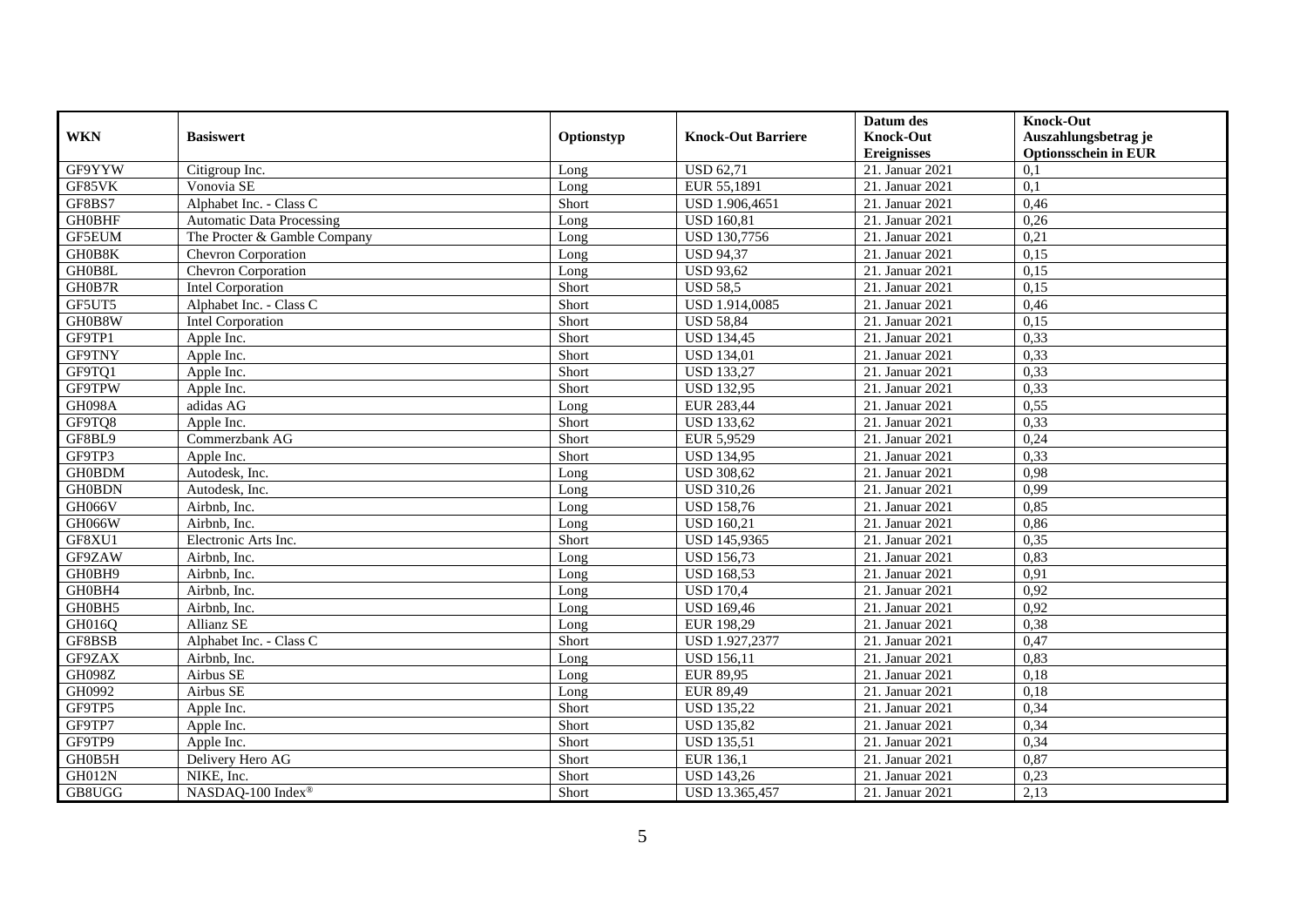| WKN | Basiswert | Optionstyp | Knock-Out Barriere | Datum des Knock-Out Ereignisses | Knock-Out Auszahlungsbetrag je Optionsschein in EUR |
|---|---|---|---|---|---|
| GF9YYW | Citigroup Inc. | Long | USD 62,71 | 21. Januar 2021 | 0,1 |
| GF85VK | Vonovia SE | Long | EUR 55,1891 | 21. Januar 2021 | 0,1 |
| GF8BS7 | Alphabet Inc. - Class C | Short | USD 1.906,4651 | 21. Januar 2021 | 0,46 |
| GH0BHF | Automatic Data Processing | Long | USD 160,81 | 21. Januar 2021 | 0,26 |
| GF5EUM | The Procter & Gamble Company | Long | USD 130,7756 | 21. Januar 2021 | 0,21 |
| GH0B8K | Chevron Corporation | Long | USD 94,37 | 21. Januar 2021 | 0,15 |
| GH0B8L | Chevron Corporation | Long | USD 93,62 | 21. Januar 2021 | 0,15 |
| GH0B7R | Intel Corporation | Short | USD 58,5 | 21. Januar 2021 | 0,15 |
| GF5UT5 | Alphabet Inc. - Class C | Short | USD 1.914,0085 | 21. Januar 2021 | 0,46 |
| GH0B8W | Intel Corporation | Short | USD 58,84 | 21. Januar 2021 | 0,15 |
| GF9TP1 | Apple Inc. | Short | USD 134,45 | 21. Januar 2021 | 0,33 |
| GF9TNY | Apple Inc. | Short | USD 134,01 | 21. Januar 2021 | 0,33 |
| GF9TQ1 | Apple Inc. | Short | USD 133,27 | 21. Januar 2021 | 0,33 |
| GF9TPW | Apple Inc. | Short | USD 132,95 | 21. Januar 2021 | 0,33 |
| GH098A | adidas AG | Long | EUR 283,44 | 21. Januar 2021 | 0,55 |
| GF9TQ8 | Apple Inc. | Short | USD 133,62 | 21. Januar 2021 | 0,33 |
| GF8BL9 | Commerzbank AG | Short | EUR 5,9529 | 21. Januar 2021 | 0,24 |
| GF9TP3 | Apple Inc. | Short | USD 134,95 | 21. Januar 2021 | 0,33 |
| GH0BDM | Autodesk, Inc. | Long | USD 308,62 | 21. Januar 2021 | 0,98 |
| GH0BDN | Autodesk, Inc. | Long | USD 310,26 | 21. Januar 2021 | 0,99 |
| GH066V | Airbnb, Inc. | Long | USD 158,76 | 21. Januar 2021 | 0,85 |
| GH066W | Airbnb, Inc. | Long | USD 160,21 | 21. Januar 2021 | 0,86 |
| GF8XU1 | Electronic Arts Inc. | Short | USD 145,9365 | 21. Januar 2021 | 0,35 |
| GF9ZAW | Airbnb, Inc. | Long | USD 156,73 | 21. Januar 2021 | 0,83 |
| GH0BH9 | Airbnb, Inc. | Long | USD 168,53 | 21. Januar 2021 | 0,91 |
| GH0BH4 | Airbnb, Inc. | Long | USD 170,4 | 21. Januar 2021 | 0,92 |
| GH0BH5 | Airbnb, Inc. | Long | USD 169,46 | 21. Januar 2021 | 0,92 |
| GH016Q | Allianz SE | Long | EUR 198,29 | 21. Januar 2021 | 0,38 |
| GF8BSB | Alphabet Inc. - Class C | Short | USD 1.927,2377 | 21. Januar 2021 | 0,47 |
| GF9ZAX | Airbnb, Inc. | Long | USD 156,11 | 21. Januar 2021 | 0,83 |
| GH098Z | Airbus SE | Long | EUR 89,95 | 21. Januar 2021 | 0,18 |
| GH0992 | Airbus SE | Long | EUR 89,49 | 21. Januar 2021 | 0,18 |
| GF9TP5 | Apple Inc. | Short | USD 135,22 | 21. Januar 2021 | 0,34 |
| GF9TP7 | Apple Inc. | Short | USD 135,82 | 21. Januar 2021 | 0,34 |
| GF9TP9 | Apple Inc. | Short | USD 135,51 | 21. Januar 2021 | 0,34 |
| GH0B5H | Delivery Hero AG | Short | EUR 136,1 | 21. Januar 2021 | 0,87 |
| GH012N | NIKE, Inc. | Short | USD 143,26 | 21. Januar 2021 | 0,23 |
| GB8UGG | NASDAQ-100 Index® | Short | USD 13.365,457 | 21. Januar 2021 | 2,13 |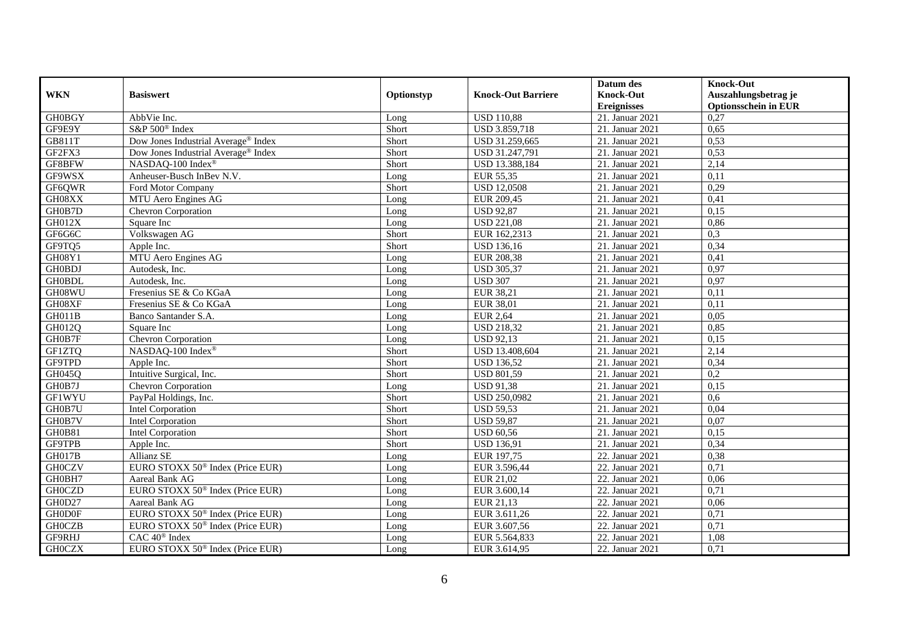| WKN | Basiswert | Optionstyp | Knock-Out Barriere | Datum des Knock-Out Ereignisses | Knock-Out Auszahlungsbetrag je Optionsschein in EUR |
|---|---|---|---|---|---|
| GH0BGY | AbbVie Inc. | Long | USD 110,88 | 21. Januar 2021 | 0,27 |
| GF9E9Y | S&P 500® Index | Short | USD 3.859,718 | 21. Januar 2021 | 0,65 |
| GB811T | Dow Jones Industrial Average® Index | Short | USD 31.259,665 | 21. Januar 2021 | 0,53 |
| GF2FX3 | Dow Jones Industrial Average® Index | Short | USD 31.247,791 | 21. Januar 2021 | 0,53 |
| GF8BFW | NASDAQ-100 Index® | Short | USD 13.388,184 | 21. Januar 2021 | 2,14 |
| GF9WSX | Anheuser-Busch InBev N.V. | Long | EUR 55,35 | 21. Januar 2021 | 0,11 |
| GF6QWR | Ford Motor Company | Short | USD 12,0508 | 21. Januar 2021 | 0,29 |
| GH08XX | MTU Aero Engines AG | Long | EUR 209,45 | 21. Januar 2021 | 0,41 |
| GH0B7D | Chevron Corporation | Long | USD 92,87 | 21. Januar 2021 | 0,15 |
| GH012X | Square Inc | Long | USD 221,08 | 21. Januar 2021 | 0,86 |
| GF6G6C | Volkswagen AG | Short | EUR 162,2313 | 21. Januar 2021 | 0,3 |
| GF9TQ5 | Apple Inc. | Short | USD 136,16 | 21. Januar 2021 | 0,34 |
| GH08Y1 | MTU Aero Engines AG | Long | EUR 208,38 | 21. Januar 2021 | 0,41 |
| GH0BDJ | Autodesk, Inc. | Long | USD 305,37 | 21. Januar 2021 | 0,97 |
| GH0BDL | Autodesk, Inc. | Long | USD 307 | 21. Januar 2021 | 0,97 |
| GH08WU | Fresenius SE & Co KGaA | Long | EUR 38,21 | 21. Januar 2021 | 0,11 |
| GH08XF | Fresenius SE & Co KGaA | Long | EUR 38,01 | 21. Januar 2021 | 0,11 |
| GH011B | Banco Santander S.A. | Long | EUR 2,64 | 21. Januar 2021 | 0,05 |
| GH012Q | Square Inc | Long | USD 218,32 | 21. Januar 2021 | 0,85 |
| GH0B7F | Chevron Corporation | Long | USD 92,13 | 21. Januar 2021 | 0,15 |
| GF1ZTQ | NASDAQ-100 Index® | Short | USD 13.408,604 | 21. Januar 2021 | 2,14 |
| GF9TPD | Apple Inc. | Short | USD 136,52 | 21. Januar 2021 | 0,34 |
| GH045Q | Intuitive Surgical, Inc. | Short | USD 801,59 | 21. Januar 2021 | 0,2 |
| GH0B7J | Chevron Corporation | Long | USD 91,38 | 21. Januar 2021 | 0,15 |
| GF1WYU | PayPal Holdings, Inc. | Short | USD 250,0982 | 21. Januar 2021 | 0,6 |
| GH0B7U | Intel Corporation | Short | USD 59,53 | 21. Januar 2021 | 0,04 |
| GH0B7V | Intel Corporation | Short | USD 59,87 | 21. Januar 2021 | 0,07 |
| GH0B81 | Intel Corporation | Short | USD 60,56 | 21. Januar 2021 | 0,15 |
| GF9TPB | Apple Inc. | Short | USD 136,91 | 21. Januar 2021 | 0,34 |
| GH017B | Allianz SE | Long | EUR 197,75 | 22. Januar 2021 | 0,38 |
| GH0CZV | EURO STOXX 50® Index (Price EUR) | Long | EUR 3.596,44 | 22. Januar 2021 | 0,71 |
| GH0BH7 | Aareal Bank AG | Long | EUR 21,02 | 22. Januar 2021 | 0,06 |
| GH0CZD | EURO STOXX 50® Index (Price EUR) | Long | EUR 3.600,14 | 22. Januar 2021 | 0,71 |
| GH0D27 | Aareal Bank AG | Long | EUR 21,13 | 22. Januar 2021 | 0,06 |
| GH0D0F | EURO STOXX 50® Index (Price EUR) | Long | EUR 3.611,26 | 22. Januar 2021 | 0,71 |
| GH0CZB | EURO STOXX 50® Index (Price EUR) | Long | EUR 3.607,56 | 22. Januar 2021 | 0,71 |
| GF9RHJ | CAC 40® Index | Long | EUR 5.564,833 | 22. Januar 2021 | 1,08 |
| GH0CZX | EURO STOXX 50® Index (Price EUR) | Long | EUR 3.614,95 | 22. Januar 2021 | 0,71 |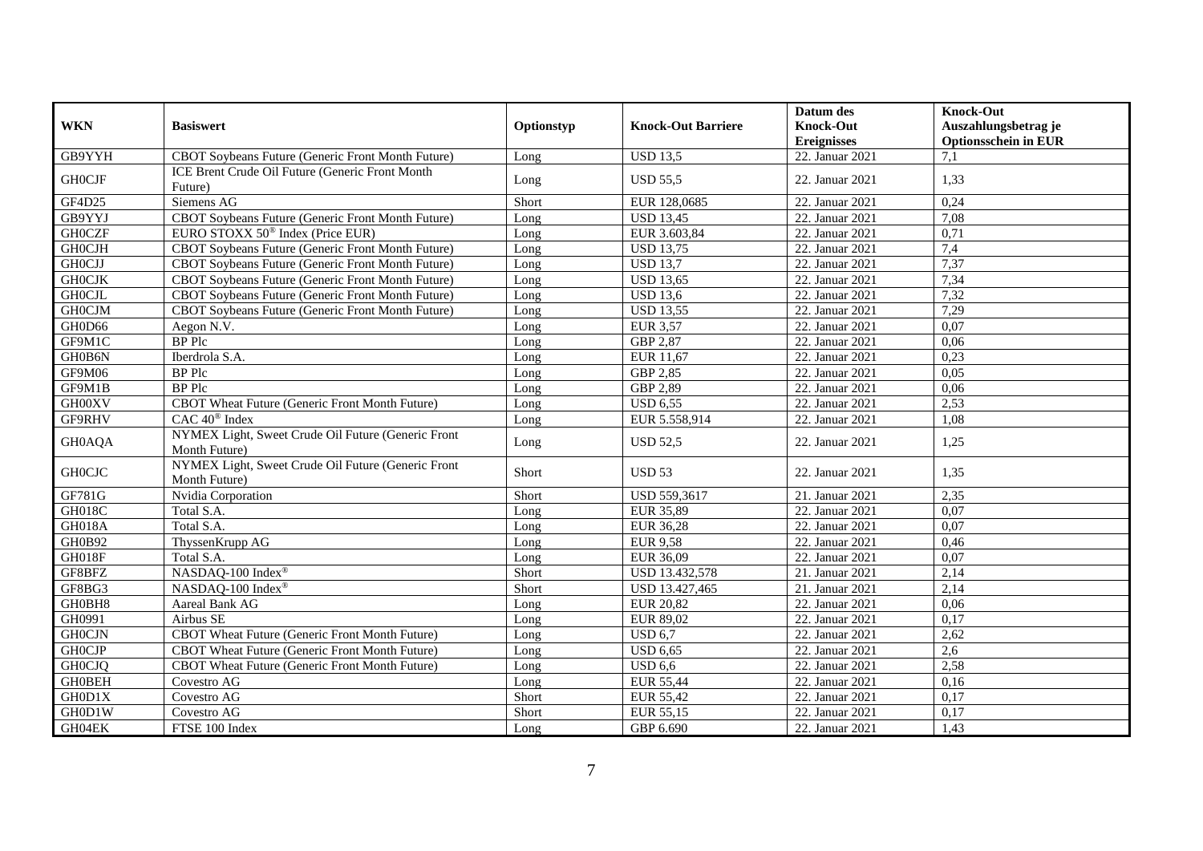| WKN | Basiswert | Optionstyp | Knock-Out Barriere | Datum des Knock-Out Ereignisses | Knock-Out Auszahlungsbetrag je Optionsschein in EUR |
|---|---|---|---|---|---|
| GB9YYH | CBOT Soybeans Future (Generic Front Month Future) | Long | USD 13,5 | 22. Januar 2021 | 7,1 |
| GH0CJF | ICE Brent Crude Oil Future (Generic Front Month Future) | Long | USD 55,5 | 22. Januar 2021 | 1,33 |
| GF4D25 | Siemens AG | Short | EUR 128,0685 | 22. Januar 2021 | 0,24 |
| GB9YYJ | CBOT Soybeans Future (Generic Front Month Future) | Long | USD 13,45 | 22. Januar 2021 | 7,08 |
| GH0CZF | EURO STOXX 50® Index (Price EUR) | Long | EUR 3.603,84 | 22. Januar 2021 | 0,71 |
| GH0CJH | CBOT Soybeans Future (Generic Front Month Future) | Long | USD 13,75 | 22. Januar 2021 | 7,4 |
| GH0CJJ | CBOT Soybeans Future (Generic Front Month Future) | Long | USD 13,7 | 22. Januar 2021 | 7,37 |
| GH0CJK | CBOT Soybeans Future (Generic Front Month Future) | Long | USD 13,65 | 22. Januar 2021 | 7,34 |
| GH0CJL | CBOT Soybeans Future (Generic Front Month Future) | Long | USD 13,6 | 22. Januar 2021 | 7,32 |
| GH0CJM | CBOT Soybeans Future (Generic Front Month Future) | Long | USD 13,55 | 22. Januar 2021 | 7,29 |
| GH0D66 | Aegon N.V. | Long | EUR 3,57 | 22. Januar 2021 | 0,07 |
| GF9M1C | BP Plc | Long | GBP 2,87 | 22. Januar 2021 | 0,06 |
| GH0B6N | Iberdrola S.A. | Long | EUR 11,67 | 22. Januar 2021 | 0,23 |
| GF9M06 | BP Plc | Long | GBP 2,85 | 22. Januar 2021 | 0,05 |
| GF9M1B | BP Plc | Long | GBP 2,89 | 22. Januar 2021 | 0,06 |
| GH00XV | CBOT Wheat Future (Generic Front Month Future) | Long | USD 6,55 | 22. Januar 2021 | 2,53 |
| GF9RHV | CAC 40® Index | Long | EUR 5.558,914 | 22. Januar 2021 | 1,08 |
| GH0AQA | NYMEX Light, Sweet Crude Oil Future (Generic Front Month Future) | Long | USD 52,5 | 22. Januar 2021 | 1,25 |
| GH0CJC | NYMEX Light, Sweet Crude Oil Future (Generic Front Month Future) | Short | USD 53 | 22. Januar 2021 | 1,35 |
| GF781G | Nvidia Corporation | Short | USD 559,3617 | 21. Januar 2021 | 2,35 |
| GH018C | Total S.A. | Long | EUR 35,89 | 22. Januar 2021 | 0,07 |
| GH018A | Total S.A. | Long | EUR 36,28 | 22. Januar 2021 | 0,07 |
| GH0B92 | ThyssenKrupp AG | Long | EUR 9,58 | 22. Januar 2021 | 0,46 |
| GH018F | Total S.A. | Long | EUR 36,09 | 22. Januar 2021 | 0,07 |
| GF8BFZ | NASDAQ-100 Index® | Short | USD 13.432,578 | 21. Januar 2021 | 2,14 |
| GF8BG3 | NASDAQ-100 Index® | Short | USD 13.427,465 | 21. Januar 2021 | 2,14 |
| GH0BH8 | Aareal Bank AG | Long | EUR 20,82 | 22. Januar 2021 | 0,06 |
| GH0991 | Airbus SE | Long | EUR 89,02 | 22. Januar 2021 | 0,17 |
| GH0CJN | CBOT Wheat Future (Generic Front Month Future) | Long | USD 6,7 | 22. Januar 2021 | 2,62 |
| GH0CJP | CBOT Wheat Future (Generic Front Month Future) | Long | USD 6,65 | 22. Januar 2021 | 2,6 |
| GH0CJQ | CBOT Wheat Future (Generic Front Month Future) | Long | USD 6,6 | 22. Januar 2021 | 2,58 |
| GH0BEH | Covestro AG | Long | EUR 55,44 | 22. Januar 2021 | 0,16 |
| GH0D1X | Covestro AG | Short | EUR 55,42 | 22. Januar 2021 | 0,17 |
| GH0D1W | Covestro AG | Short | EUR 55,15 | 22. Januar 2021 | 0,17 |
| GH04EK | FTSE 100 Index | Long | GBP 6.690 | 22. Januar 2021 | 1,43 |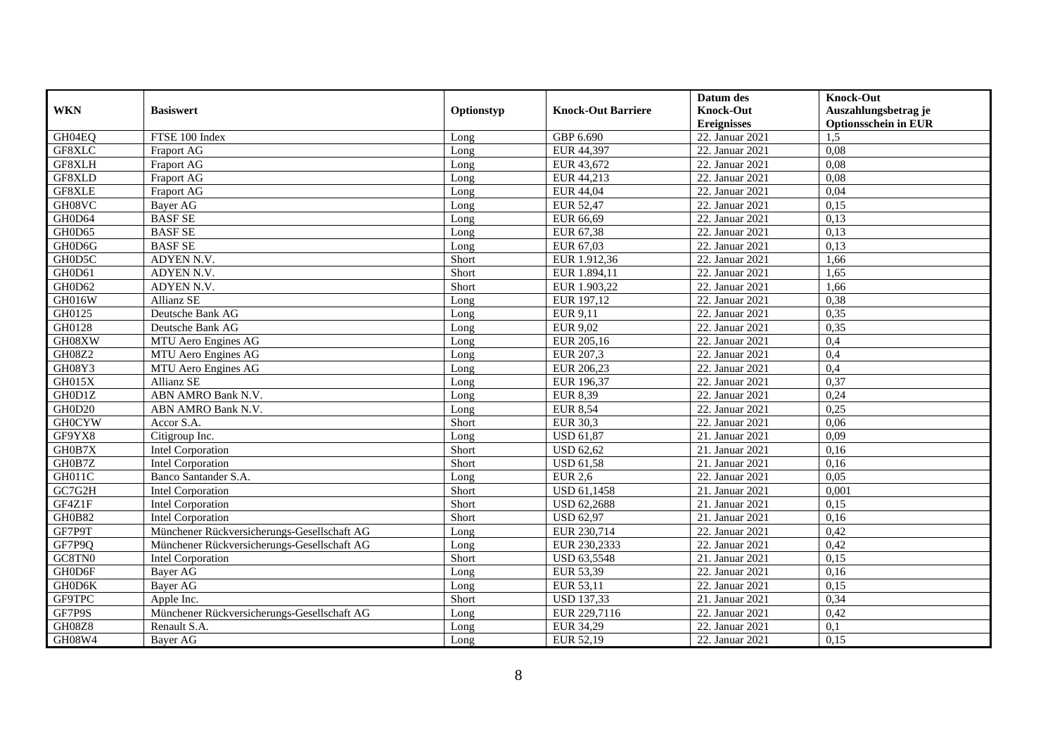| WKN | Basiswert | Optionstyp | Knock-Out Barriere | Datum des Knock-Out Ereignisses | Knock-Out Auszahlungsbetrag je Optionsschein in EUR |
|---|---|---|---|---|---|
| GH04EQ | FTSE 100 Index | Long | GBP 6.690 | 22. Januar 2021 | 1,5 |
| GF8XLC | Fraport AG | Long | EUR 44,397 | 22. Januar 2021 | 0,08 |
| GF8XLH | Fraport AG | Long | EUR 43,672 | 22. Januar 2021 | 0,08 |
| GF8XLD | Fraport AG | Long | EUR 44,213 | 22. Januar 2021 | 0,08 |
| GF8XLE | Fraport AG | Long | EUR 44,04 | 22. Januar 2021 | 0,04 |
| GH08VC | Bayer AG | Long | EUR 52,47 | 22. Januar 2021 | 0,15 |
| GH0D64 | BASF SE | Long | EUR 66,69 | 22. Januar 2021 | 0,13 |
| GH0D65 | BASF SE | Long | EUR 67,38 | 22. Januar 2021 | 0,13 |
| GH0D6G | BASF SE | Long | EUR 67,03 | 22. Januar 2021 | 0,13 |
| GH0D5C | ADYEN N.V. | Short | EUR 1.912,36 | 22. Januar 2021 | 1,66 |
| GH0D61 | ADYEN N.V. | Short | EUR 1.894,11 | 22. Januar 2021 | 1,65 |
| GH0D62 | ADYEN N.V. | Short | EUR 1.903,22 | 22. Januar 2021 | 1,66 |
| GH016W | Allianz SE | Long | EUR 197,12 | 22. Januar 2021 | 0,38 |
| GH0125 | Deutsche Bank AG | Long | EUR 9,11 | 22. Januar 2021 | 0,35 |
| GH0128 | Deutsche Bank AG | Long | EUR 9,02 | 22. Januar 2021 | 0,35 |
| GH08XW | MTU Aero Engines AG | Long | EUR 205,16 | 22. Januar 2021 | 0,4 |
| GH08Z2 | MTU Aero Engines AG | Long | EUR 207,3 | 22. Januar 2021 | 0,4 |
| GH08Y3 | MTU Aero Engines AG | Long | EUR 206,23 | 22. Januar 2021 | 0,4 |
| GH015X | Allianz SE | Long | EUR 196,37 | 22. Januar 2021 | 0,37 |
| GH0D1Z | ABN AMRO Bank N.V. | Long | EUR 8,39 | 22. Januar 2021 | 0,24 |
| GH0D20 | ABN AMRO Bank N.V. | Long | EUR 8,54 | 22. Januar 2021 | 0,25 |
| GH0CYW | Accor S.A. | Short | EUR 30,3 | 22. Januar 2021 | 0,06 |
| GF9YX8 | Citigroup Inc. | Long | USD 61,87 | 21. Januar 2021 | 0,09 |
| GH0B7X | Intel Corporation | Short | USD 62,62 | 21. Januar 2021 | 0,16 |
| GH0B7Z | Intel Corporation | Short | USD 61,58 | 21. Januar 2021 | 0,16 |
| GH011C | Banco Santander S.A. | Long | EUR 2,6 | 22. Januar 2021 | 0,05 |
| GC7G2H | Intel Corporation | Short | USD 61,1458 | 21. Januar 2021 | 0,001 |
| GF4Z1F | Intel Corporation | Short | USD 62,2688 | 21. Januar 2021 | 0,15 |
| GH0B82 | Intel Corporation | Short | USD 62,97 | 21. Januar 2021 | 0,16 |
| GF7P9T | Münchener Rückversicherungs-Gesellschaft AG | Long | EUR 230,714 | 22. Januar 2021 | 0,42 |
| GF7P9Q | Münchener Rückversicherungs-Gesellschaft AG | Long | EUR 230,2333 | 22. Januar 2021 | 0,42 |
| GC8TN0 | Intel Corporation | Short | USD 63,5548 | 21. Januar 2021 | 0,15 |
| GH0D6F | Bayer AG | Long | EUR 53,39 | 22. Januar 2021 | 0,16 |
| GH0D6K | Bayer AG | Long | EUR 53,11 | 22. Januar 2021 | 0,15 |
| GF9TPC | Apple Inc. | Short | USD 137,33 | 21. Januar 2021 | 0,34 |
| GF7P9S | Münchener Rückversicherungs-Gesellschaft AG | Long | EUR 229,7116 | 22. Januar 2021 | 0,42 |
| GH08Z8 | Renault S.A. | Long | EUR 34,29 | 22. Januar 2021 | 0,1 |
| GH08W4 | Bayer AG | Long | EUR 52,19 | 22. Januar 2021 | 0,15 |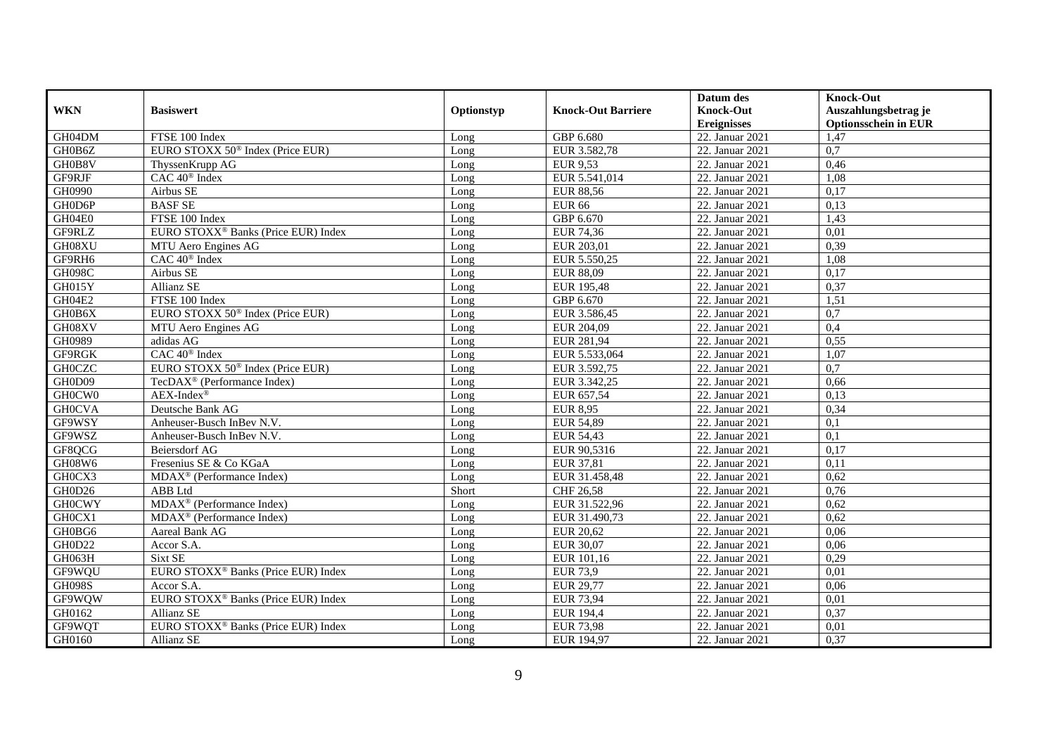| WKN | Basiswert | Optionstyp | Knock-Out Barriere | Datum des Knock-Out Ereignisses | Knock-Out Auszahlungsbetrag je Optionsschein in EUR |
|---|---|---|---|---|---|
| GH04DM | FTSE 100 Index | Long | GBP 6.680 | 22. Januar 2021 | 1,47 |
| GH0B6Z | EURO STOXX 50® Index (Price EUR) | Long | EUR 3.582,78 | 22. Januar 2021 | 0,7 |
| GH0B8V | ThyssenKrupp AG | Long | EUR 9,53 | 22. Januar 2021 | 0,46 |
| GF9RJF | CAC 40® Index | Long | EUR 5.541,014 | 22. Januar 2021 | 1,08 |
| GH0990 | Airbus SE | Long | EUR 88,56 | 22. Januar 2021 | 0,17 |
| GH0D6P | BASF SE | Long | EUR 66 | 22. Januar 2021 | 0,13 |
| GH04E0 | FTSE 100 Index | Long | GBP 6.670 | 22. Januar 2021 | 1,43 |
| GF9RLZ | EURO STOXX® Banks (Price EUR) Index | Long | EUR 74,36 | 22. Januar 2021 | 0,01 |
| GH08XU | MTU Aero Engines AG | Long | EUR 203,01 | 22. Januar 2021 | 0,39 |
| GF9RH6 | CAC 40® Index | Long | EUR 5.550,25 | 22. Januar 2021 | 1,08 |
| GH098C | Airbus SE | Long | EUR 88,09 | 22. Januar 2021 | 0,17 |
| GH015Y | Allianz SE | Long | EUR 195,48 | 22. Januar 2021 | 0,37 |
| GH04E2 | FTSE 100 Index | Long | GBP 6.670 | 22. Januar 2021 | 1,51 |
| GH0B6X | EURO STOXX 50® Index (Price EUR) | Long | EUR 3.586,45 | 22. Januar 2021 | 0,7 |
| GH08XV | MTU Aero Engines AG | Long | EUR 204,09 | 22. Januar 2021 | 0,4 |
| GH0989 | adidas AG | Long | EUR 281,94 | 22. Januar 2021 | 0,55 |
| GF9RGK | CAC 40® Index | Long | EUR 5.533,064 | 22. Januar 2021 | 1,07 |
| GH0CZC | EURO STOXX 50® Index (Price EUR) | Long | EUR 3.592,75 | 22. Januar 2021 | 0,7 |
| GH0D09 | TecDAX® (Performance Index) | Long | EUR 3.342,25 | 22. Januar 2021 | 0,66 |
| GH0CW0 | AEX-Index® | Long | EUR 657,54 | 22. Januar 2021 | 0,13 |
| GH0CVA | Deutsche Bank AG | Long | EUR 8,95 | 22. Januar 2021 | 0,34 |
| GF9WSY | Anheuser-Busch InBev N.V. | Long | EUR 54,89 | 22. Januar 2021 | 0,1 |
| GF9WSZ | Anheuser-Busch InBev N.V. | Long | EUR 54,43 | 22. Januar 2021 | 0,1 |
| GF8QCG | Beiersdorf AG | Long | EUR 90,5316 | 22. Januar 2021 | 0,17 |
| GH08W6 | Fresenius SE & Co KGaA | Long | EUR 37,81 | 22. Januar 2021 | 0,11 |
| GH0CX3 | MDAX® (Performance Index) | Long | EUR 31.458,48 | 22. Januar 2021 | 0,62 |
| GH0D26 | ABB Ltd | Short | CHF 26,58 | 22. Januar 2021 | 0,76 |
| GH0CWY | MDAX® (Performance Index) | Long | EUR 31.522,96 | 22. Januar 2021 | 0,62 |
| GH0CX1 | MDAX® (Performance Index) | Long | EUR 31.490,73 | 22. Januar 2021 | 0,62 |
| GH0BG6 | Aareal Bank AG | Long | EUR 20,62 | 22. Januar 2021 | 0,06 |
| GH0D22 | Accor S.A. | Long | EUR 30,07 | 22. Januar 2021 | 0,06 |
| GH063H | Sixt SE | Long | EUR 101,16 | 22. Januar 2021 | 0,29 |
| GF9WQU | EURO STOXX® Banks (Price EUR) Index | Long | EUR 73,9 | 22. Januar 2021 | 0,01 |
| GH098S | Accor S.A. | Long | EUR 29,77 | 22. Januar 2021 | 0,06 |
| GF9WQW | EURO STOXX® Banks (Price EUR) Index | Long | EUR 73,94 | 22. Januar 2021 | 0,01 |
| GH0162 | Allianz SE | Long | EUR 194,4 | 22. Januar 2021 | 0,37 |
| GF9WQT | EURO STOXX® Banks (Price EUR) Index | Long | EUR 73,98 | 22. Januar 2021 | 0,01 |
| GH0160 | Allianz SE | Long | EUR 194,97 | 22. Januar 2021 | 0,37 |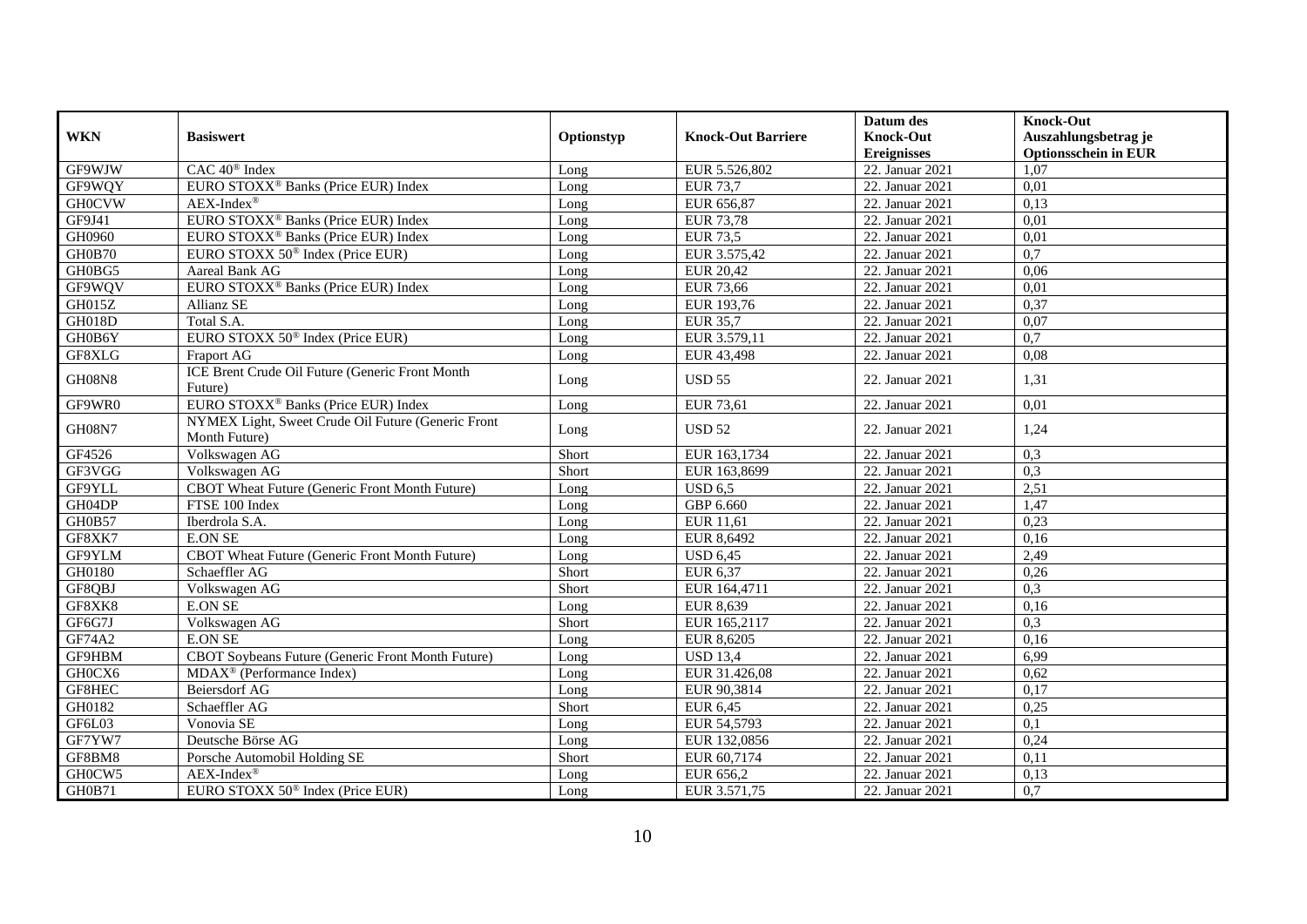| WKN | Basiswert | Optionstyp | Knock-Out Barriere | Datum des Knock-Out Ereignisses | Knock-Out Auszahlungsbetrag je Optionsschein in EUR |
|---|---|---|---|---|---|
| GF9WJW | CAC 40® Index | Long | EUR 5.526,802 | 22. Januar 2021 | 1,07 |
| GF9WQY | EURO STOXX® Banks (Price EUR) Index | Long | EUR 73,7 | 22. Januar 2021 | 0,01 |
| GH0CVW | AEX-Index® | Long | EUR 656,87 | 22. Januar 2021 | 0,13 |
| GF9J41 | EURO STOXX® Banks (Price EUR) Index | Long | EUR 73,78 | 22. Januar 2021 | 0,01 |
| GH0960 | EURO STOXX® Banks (Price EUR) Index | Long | EUR 73,5 | 22. Januar 2021 | 0,01 |
| GH0B70 | EURO STOXX 50® Index (Price EUR) | Long | EUR 3.575,42 | 22. Januar 2021 | 0,7 |
| GH0BG5 | Aareal Bank AG | Long | EUR 20,42 | 22. Januar 2021 | 0,06 |
| GF9WQV | EURO STOXX® Banks (Price EUR) Index | Long | EUR 73,66 | 22. Januar 2021 | 0,01 |
| GH015Z | Allianz SE | Long | EUR 193,76 | 22. Januar 2021 | 0,37 |
| GH018D | Total S.A. | Long | EUR 35,7 | 22. Januar 2021 | 0,07 |
| GH0B6Y | EURO STOXX 50® Index (Price EUR) | Long | EUR 3.579,11 | 22. Januar 2021 | 0,7 |
| GF8XLG | Fraport AG | Long | EUR 43,498 | 22. Januar 2021 | 0,08 |
| GH08N8 | ICE Brent Crude Oil Future (Generic Front Month Future) | Long | USD 55 | 22. Januar 2021 | 1,31 |
| GF9WR0 | EURO STOXX® Banks (Price EUR) Index | Long | EUR 73,61 | 22. Januar 2021 | 0,01 |
| GH08N7 | NYMEX Light, Sweet Crude Oil Future (Generic Front Month Future) | Long | USD 52 | 22. Januar 2021 | 1,24 |
| GF4526 | Volkswagen AG | Short | EUR 163,1734 | 22. Januar 2021 | 0,3 |
| GF3VGG | Volkswagen AG | Short | EUR 163,8699 | 22. Januar 2021 | 0,3 |
| GF9YLL | CBOT Wheat Future (Generic Front Month Future) | Long | USD 6,5 | 22. Januar 2021 | 2,51 |
| GH04DP | FTSE 100 Index | Long | GBP 6.660 | 22. Januar 2021 | 1,47 |
| GH0B57 | Iberdrola S.A. | Long | EUR 11,61 | 22. Januar 2021 | 0,23 |
| GF8XK7 | E.ON SE | Long | EUR 8,6492 | 22. Januar 2021 | 0,16 |
| GF9YLM | CBOT Wheat Future (Generic Front Month Future) | Long | USD 6,45 | 22. Januar 2021 | 2,49 |
| GH0180 | Schaeffler AG | Short | EUR 6,37 | 22. Januar 2021 | 0,26 |
| GF8QBJ | Volkswagen AG | Short | EUR 164,4711 | 22. Januar 2021 | 0,3 |
| GF8XK8 | E.ON SE | Long | EUR 8,639 | 22. Januar 2021 | 0,16 |
| GF6G7J | Volkswagen AG | Short | EUR 165,2117 | 22. Januar 2021 | 0,3 |
| GF74A2 | E.ON SE | Long | EUR 8,6205 | 22. Januar 2021 | 0,16 |
| GF9HBM | CBOT Soybeans Future (Generic Front Month Future) | Long | USD 13,4 | 22. Januar 2021 | 6,99 |
| GH0CX6 | MDAX® (Performance Index) | Long | EUR 31.426,08 | 22. Januar 2021 | 0,62 |
| GF8HEC | Beiersdorf AG | Long | EUR 90,3814 | 22. Januar 2021 | 0,17 |
| GH0182 | Schaeffler AG | Short | EUR 6,45 | 22. Januar 2021 | 0,25 |
| GF6L03 | Vonovia SE | Long | EUR 54,5793 | 22. Januar 2021 | 0,1 |
| GF7YW7 | Deutsche Börse AG | Long | EUR 132,0856 | 22. Januar 2021 | 0,24 |
| GF8BM8 | Porsche Automobil Holding SE | Short | EUR 60,7174 | 22. Januar 2021 | 0,11 |
| GH0CW5 | AEX-Index® | Long | EUR 656,2 | 22. Januar 2021 | 0,13 |
| GH0B71 | EURO STOXX 50® Index (Price EUR) | Long | EUR 3.571,75 | 22. Januar 2021 | 0,7 |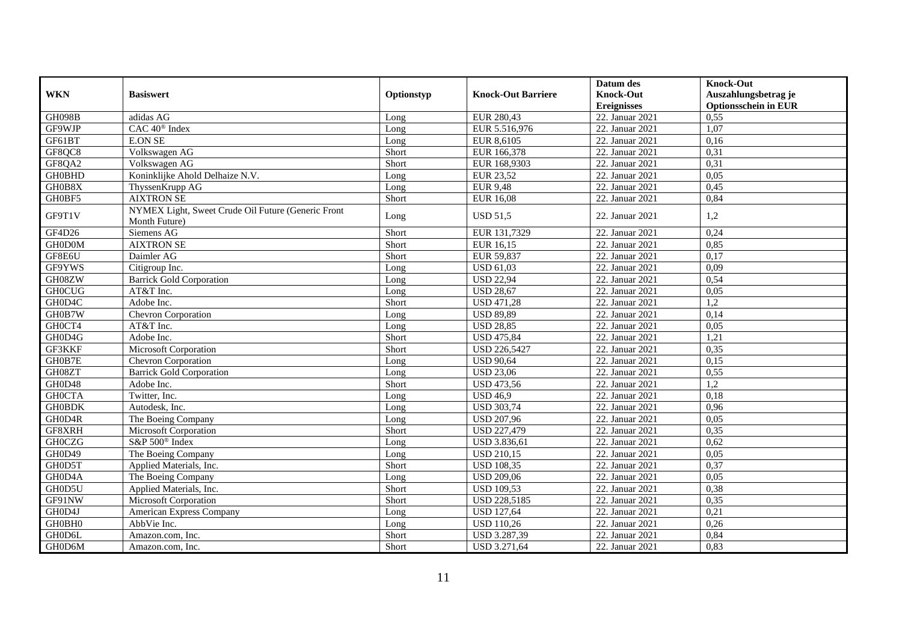| WKN | Basiswert | Optionstyp | Knock-Out Barriere | Datum des Knock-Out Ereignisses | Knock-Out Auszahlungsbetrag je Optionsschein in EUR |
|---|---|---|---|---|---|
| GH098B | adidas AG | Long | EUR 280,43 | 22. Januar 2021 | 0,55 |
| GF9WJP | CAC 40® Index | Long | EUR 5.516,976 | 22. Januar 2021 | 1,07 |
| GF61BT | E.ON SE | Long | EUR 8,6105 | 22. Januar 2021 | 0,16 |
| GF8QC8 | Volkswagen AG | Short | EUR 166,378 | 22. Januar 2021 | 0,31 |
| GF8QA2 | Volkswagen AG | Short | EUR 168,9303 | 22. Januar 2021 | 0,31 |
| GH0BHD | Koninklijke Ahold Delhaize N.V. | Long | EUR 23,52 | 22. Januar 2021 | 0,05 |
| GH0B8X | ThyssenKrupp AG | Long | EUR 9,48 | 22. Januar 2021 | 0,45 |
| GH0BF5 | AIXTRON SE | Short | EUR 16,08 | 22. Januar 2021 | 0,84 |
| GF9T1V | NYMEX Light, Sweet Crude Oil Future (Generic Front Month Future) | Long | USD 51,5 | 22. Januar 2021 | 1,2 |
| GF4D26 | Siemens AG | Short | EUR 131,7329 | 22. Januar 2021 | 0,24 |
| GH0D0M | AIXTRON SE | Short | EUR 16,15 | 22. Januar 2021 | 0,85 |
| GF8E6U | Daimler AG | Short | EUR 59,837 | 22. Januar 2021 | 0,17 |
| GF9YWS | Citigroup Inc. | Long | USD 61,03 | 22. Januar 2021 | 0,09 |
| GH08ZW | Barrick Gold Corporation | Long | USD 22,94 | 22. Januar 2021 | 0,54 |
| GH0CUG | AT&T Inc. | Long | USD 28,67 | 22. Januar 2021 | 0,05 |
| GH0D4C | Adobe Inc. | Short | USD 471,28 | 22. Januar 2021 | 1,2 |
| GH0B7W | Chevron Corporation | Long | USD 89,89 | 22. Januar 2021 | 0,14 |
| GH0CT4 | AT&T Inc. | Long | USD 28,85 | 22. Januar 2021 | 0,05 |
| GH0D4G | Adobe Inc. | Short | USD 475,84 | 22. Januar 2021 | 1,21 |
| GF3KKF | Microsoft Corporation | Short | USD 226,5427 | 22. Januar 2021 | 0,35 |
| GH0B7E | Chevron Corporation | Long | USD 90,64 | 22. Januar 2021 | 0,15 |
| GH08ZT | Barrick Gold Corporation | Long | USD 23,06 | 22. Januar 2021 | 0,55 |
| GH0D48 | Adobe Inc. | Short | USD 473,56 | 22. Januar 2021 | 1,2 |
| GH0CTA | Twitter, Inc. | Long | USD 46,9 | 22. Januar 2021 | 0,18 |
| GH0BDK | Autodesk, Inc. | Long | USD 303,74 | 22. Januar 2021 | 0,96 |
| GH0D4R | The Boeing Company | Long | USD 207,96 | 22. Januar 2021 | 0,05 |
| GF8XRH | Microsoft Corporation | Short | USD 227,479 | 22. Januar 2021 | 0,35 |
| GH0CZG | S&P 500® Index | Long | USD 3.836,61 | 22. Januar 2021 | 0,62 |
| GH0D49 | The Boeing Company | Long | USD 210,15 | 22. Januar 2021 | 0,05 |
| GH0D5T | Applied Materials, Inc. | Short | USD 108,35 | 22. Januar 2021 | 0,37 |
| GH0D4A | The Boeing Company | Long | USD 209,06 | 22. Januar 2021 | 0,05 |
| GH0D5U | Applied Materials, Inc. | Short | USD 109,53 | 22. Januar 2021 | 0,38 |
| GF91NW | Microsoft Corporation | Short | USD 228,5185 | 22. Januar 2021 | 0,35 |
| GH0D4J | American Express Company | Long | USD 127,64 | 22. Januar 2021 | 0,21 |
| GH0BH0 | AbbVie Inc. | Long | USD 110,26 | 22. Januar 2021 | 0,26 |
| GH0D6L | Amazon.com, Inc. | Short | USD 3.287,39 | 22. Januar 2021 | 0,84 |
| GH0D6M | Amazon.com, Inc. | Short | USD 3.271,64 | 22. Januar 2021 | 0,83 |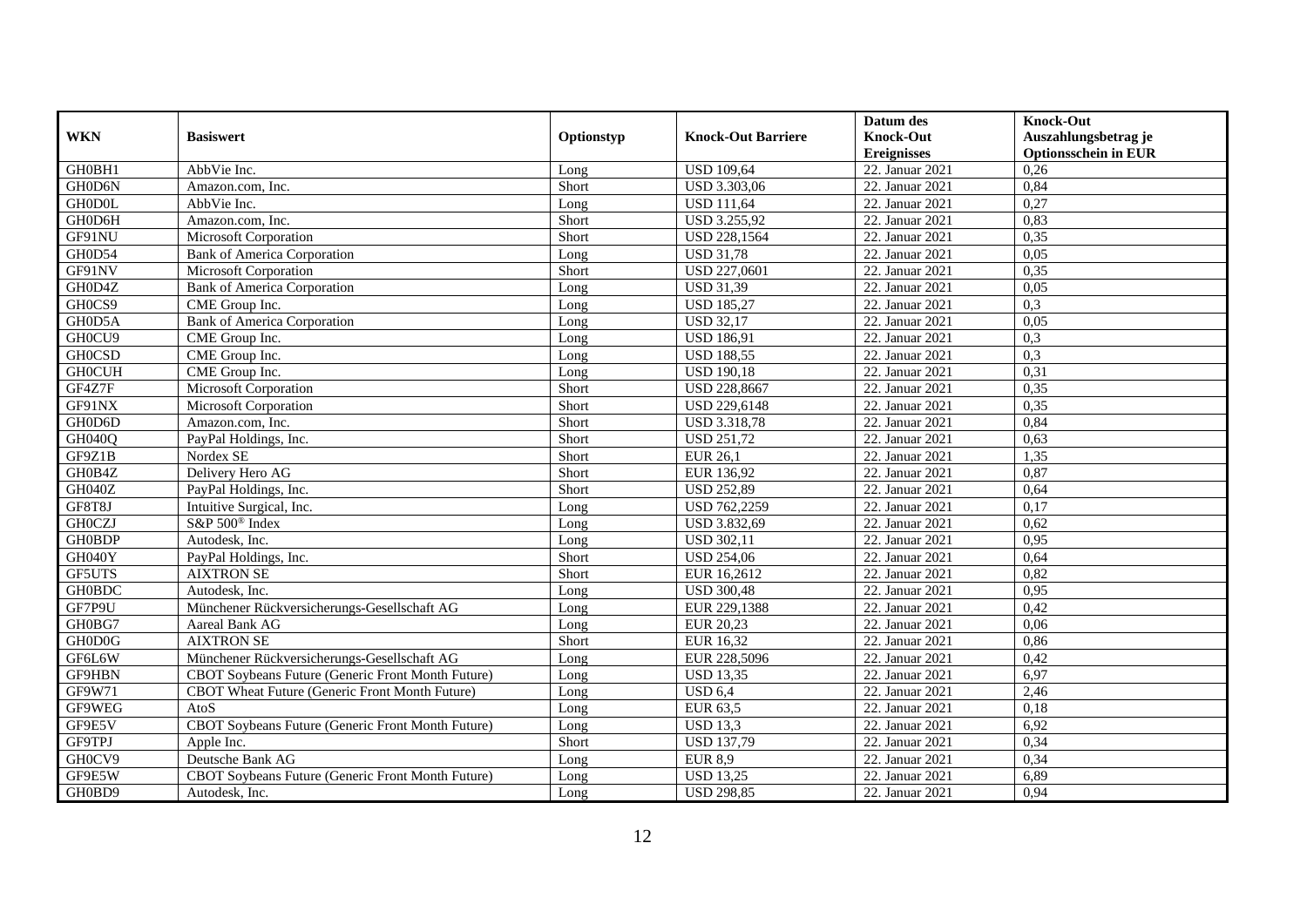| WKN | Basiswert | Optionstyp | Knock-Out Barriere | Datum des Knock-Out Ereignisses | Knock-Out Auszahlungsbetrag je Optionsschein in EUR |
|---|---|---|---|---|---|
| GH0BH1 | AbbVie Inc. | Long | USD 109,64 | 22. Januar 2021 | 0,26 |
| GH0D6N | Amazon.com, Inc. | Short | USD 3.303,06 | 22. Januar 2021 | 0,84 |
| GH0D0L | AbbVie Inc. | Long | USD 111,64 | 22. Januar 2021 | 0,27 |
| GH0D6H | Amazon.com, Inc. | Short | USD 3.255,92 | 22. Januar 2021 | 0,83 |
| GF91NU | Microsoft Corporation | Short | USD 228,1564 | 22. Januar 2021 | 0,35 |
| GH0D54 | Bank of America Corporation | Long | USD 31,78 | 22. Januar 2021 | 0,05 |
| GF91NV | Microsoft Corporation | Short | USD 227,0601 | 22. Januar 2021 | 0,35 |
| GH0D4Z | Bank of America Corporation | Long | USD 31,39 | 22. Januar 2021 | 0,05 |
| GH0CS9 | CME Group Inc. | Long | USD 185,27 | 22. Januar 2021 | 0,3 |
| GH0D5A | Bank of America Corporation | Long | USD 32,17 | 22. Januar 2021 | 0,05 |
| GH0CU9 | CME Group Inc. | Long | USD 186,91 | 22. Januar 2021 | 0,3 |
| GH0CSD | CME Group Inc. | Long | USD 188,55 | 22. Januar 2021 | 0,3 |
| GH0CUH | CME Group Inc. | Long | USD 190,18 | 22. Januar 2021 | 0,31 |
| GF4Z7F | Microsoft Corporation | Short | USD 228,8667 | 22. Januar 2021 | 0,35 |
| GF91NX | Microsoft Corporation | Short | USD 229,6148 | 22. Januar 2021 | 0,35 |
| GH0D6D | Amazon.com, Inc. | Short | USD 3.318,78 | 22. Januar 2021 | 0,84 |
| GH040Q | PayPal Holdings, Inc. | Short | USD 251,72 | 22. Januar 2021 | 0,63 |
| GF9Z1B | Nordex SE | Short | EUR 26,1 | 22. Januar 2021 | 1,35 |
| GH0B4Z | Delivery Hero AG | Short | EUR 136,92 | 22. Januar 2021 | 0,87 |
| GH040Z | PayPal Holdings, Inc. | Short | USD 252,89 | 22. Januar 2021 | 0,64 |
| GF8T8J | Intuitive Surgical, Inc. | Long | USD 762,2259 | 22. Januar 2021 | 0,17 |
| GH0CZJ | S&P 500® Index | Long | USD 3.832,69 | 22. Januar 2021 | 0,62 |
| GH0BDP | Autodesk, Inc. | Long | USD 302,11 | 22. Januar 2021 | 0,95 |
| GH040Y | PayPal Holdings, Inc. | Short | USD 254,06 | 22. Januar 2021 | 0,64 |
| GF5UTS | AIXTRON SE | Short | EUR 16,2612 | 22. Januar 2021 | 0,82 |
| GH0BDC | Autodesk, Inc. | Long | USD 300,48 | 22. Januar 2021 | 0,95 |
| GF7P9U | Münchener Rückversicherungs-Gesellschaft AG | Long | EUR 229,1388 | 22. Januar 2021 | 0,42 |
| GH0BG7 | Aareal Bank AG | Long | EUR 20,23 | 22. Januar 2021 | 0,06 |
| GH0D0G | AIXTRON SE | Short | EUR 16,32 | 22. Januar 2021 | 0,86 |
| GF6L6W | Münchener Rückversicherungs-Gesellschaft AG | Long | EUR 228,5096 | 22. Januar 2021 | 0,42 |
| GF9HBN | CBOT Soybeans Future (Generic Front Month Future) | Long | USD 13,35 | 22. Januar 2021 | 6,97 |
| GF9W71 | CBOT Wheat Future (Generic Front Month Future) | Long | USD 6,4 | 22. Januar 2021 | 2,46 |
| GF9WEG | AtoS | Long | EUR 63,5 | 22. Januar 2021 | 0,18 |
| GF9E5V | CBOT Soybeans Future (Generic Front Month Future) | Long | USD 13,3 | 22. Januar 2021 | 6,92 |
| GF9TPJ | Apple Inc. | Short | USD 137,79 | 22. Januar 2021 | 0,34 |
| GH0CV9 | Deutsche Bank AG | Long | EUR 8,9 | 22. Januar 2021 | 0,34 |
| GF9E5W | CBOT Soybeans Future (Generic Front Month Future) | Long | USD 13,25 | 22. Januar 2021 | 6,89 |
| GH0BD9 | Autodesk, Inc. | Long | USD 298,85 | 22. Januar 2021 | 0,94 |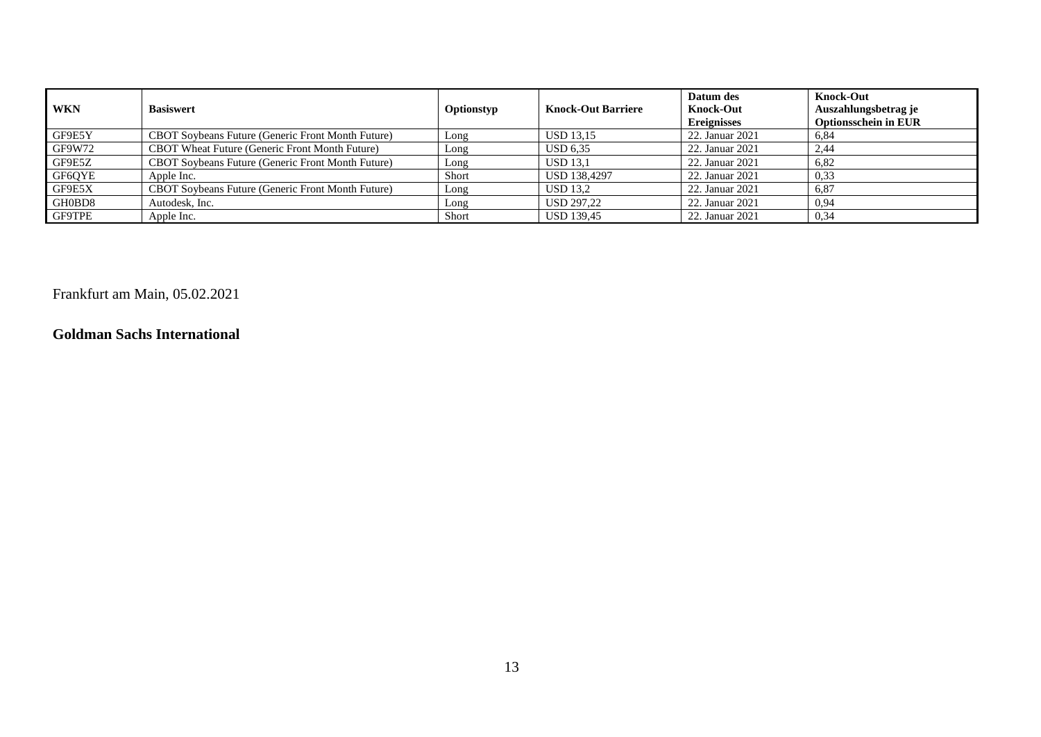| WKN | Basiswert | Optionstyp | Knock-Out Barriere | Datum des Knock-Out Ereignisses | Knock-Out Auszahlungsbetrag je Optionsschein in EUR |
|---|---|---|---|---|---|
| GF9E5Y | CBOT Soybeans Future (Generic Front Month Future) | Long | USD 13,15 | 22. Januar 2021 | 6,84 |
| GF9W72 | CBOT Wheat Future (Generic Front Month Future) | Long | USD 6,35 | 22. Januar 2021 | 2,44 |
| GF9E5Z | CBOT Soybeans Future (Generic Front Month Future) | Long | USD 13,1 | 22. Januar 2021 | 6,82 |
| GF6QYE | Apple Inc. | Short | USD 138,4297 | 22. Januar 2021 | 0,33 |
| GF9E5X | CBOT Soybeans Future (Generic Front Month Future) | Long | USD 13,2 | 22. Januar 2021 | 6,87 |
| GH0BD8 | Autodesk, Inc. | Long | USD 297,22 | 22. Januar 2021 | 0,94 |
| GF9TPE | Apple Inc. | Short | USD 139,45 | 22. Januar 2021 | 0,34 |

Frankfurt am Main, 05.02.2021

**Goldman Sachs International**